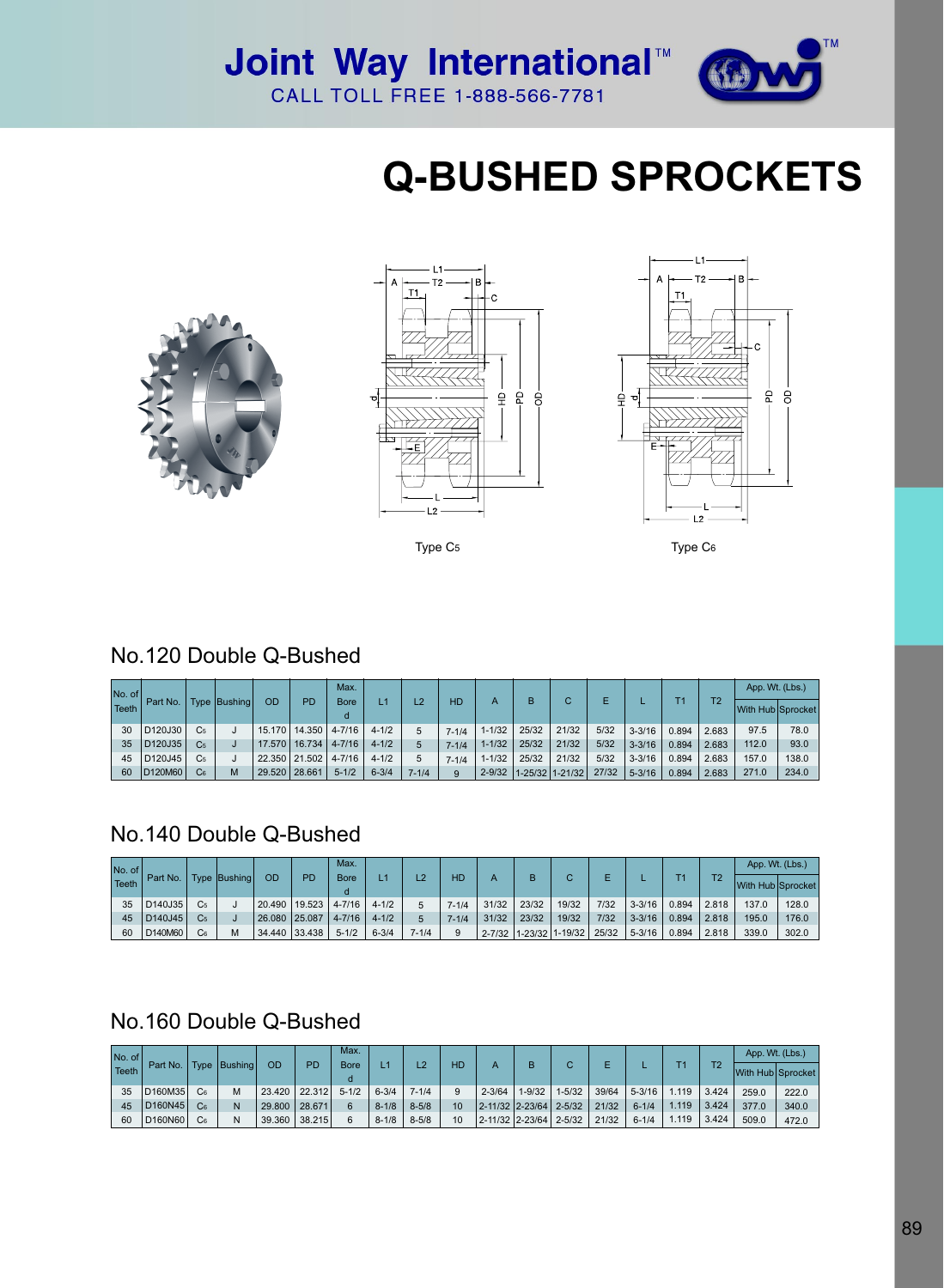Joint Way International™

CALL TOLL FREE 1-888-566-7781

# Q-BUSHED SPROCKETS

Type C5

Type C6

## No.120 Double Q-Bushed

| No. of Teeth | Part No. | Type | Bushing | OD | PD | Max. Bore d | L1 | L2 | HD | A | B | C | E | L | T1 | T2 | App. Wt. (Lbs.) | |
|---|---|---|---|---|---|---|---|---|---|---|---|---|---|---|---|---|---|---|
| | | | | | | | | | | | | | | | | | With Hub | Sprocket |
| 30 | D120J30 | C5 | J | 15.170 | 14.350 | 4-7/16 | 4-1/2 | 5 | 7-1/4 | 1-1/32 | 25/32 | 21/32 | 5/32 | 3-3/16 | 0.894 | 2.683 | 97.5 | 78.0 |
| 35 | D120J35 | C5 | J | 17.570 | 16.734 | 4-7/16 | 4-1/2 | 5 | 7-1/4 | 1-1/32 | 25/32 | 21/32 | 5/32 | 3-3/16 | 0.894 | 2.683 | 112.0 | 93.0 |
| 45 | D120J45 | C5 | J | 22.350 | 21.502 | 4-7/16 | 4-1/2 | 5 | 7-1/4 | 1-1/32 | 25/32 | 21/32 | 5/32 | 3-3/16 | 0.894 | 2.683 | 157.0 | 138.0 |
| 60 | D120M60 | C6 | M | 29.520 | 28.661 | 5-1/2 | 6-3/4 | 7-1/4 | 9 | 2-9/32 | 1-25/32 | 1-21/32 | 27/32 | 5-3/16 | 0.894 | 2.683 | 271.0 | 234.0 |

## No.140 Double Q-Bushed

| No. of Teeth | Part No. | Type | Bushing | OD | PD | Max. Bore d | L1 | L2 | HD | A | B | C | E | L | T1 | T2 | App. Wt. (Lbs.) | |
|---|---|---|---|---|---|---|---|---|---|---|---|---|---|---|---|---|---|---|
| | | | | | | | | | | | | | | | | | With Hub | Sprocket |
| 35 | D140J35 | C5 | J | 20.490 | 19.523 | 4-7/16 | 4-1/2 | 5 | 7-1/4 | 31/32 | 23/32 | 19/32 | 7/32 | 3-3/16 | 0.894 | 2.818 | 137.0 | 128.0 |
| 45 | D140J45 | C5 | J | 26.080 | 25.087 | 4-7/16 | 4-1/2 | 5 | 7-1/4 | 31/32 | 23/32 | 19/32 | 7/32 | 3-3/16 | 0.894 | 2.818 | 195.0 | 176.0 |
| 60 | D140M60 | C6 | M | 34.440 | 33.438 | 5-1/2 | 6-3/4 | 7-1/4 | 9 | 2-7/32 | 1-23/32 | 1-19/32 | 25/32 | 5-3/16 | 0.894 | 2.818 | 339.0 | 302.0 |

## No.160 Double Q-Bushed

| No. of Teeth | Part No. | Type | Bushing | OD | PD | Max. Bore d | L1 | L2 | HD | A | B | C | E | L | T1 | T2 | App. Wt. (Lbs.) | |
|---|---|---|---|---|---|---|---|---|---|---|---|---|---|---|---|---|---|---|
| | | | | | | | | | | | | | | | | | With Hub | Sprocket |
| 35 | D160M35 | C6 | M | 23.420 | 22.312 | 5-1/2 | 6-3/4 | 7-1/4 | 9 | 2-3/64 | 1-9/32 | 1-5/32 | 39/64 | 5-3/16 | 1.119 | 3.424 | 259.0 | 222.0 |
| 45 | D160N45 | C6 | N | 29.800 | 28.671 | 6 | 8-1/8 | 8-5/8 | 10 | 2-11/32 | 2-23/64 | 2-5/32 | 21/32 | 6-1/4 | 1.119 | 3.424 | 377.0 | 340.0 |
| 60 | D160N60 | C6 | N | 39.360 | 38.215 | 6 | 8-1/8 | 8-5/8 | 10 | 2-11/32 | 2-23/64 | 2-5/32 | 21/32 | 6-1/4 | 1.119 | 3.424 | 509.0 | 472.0 |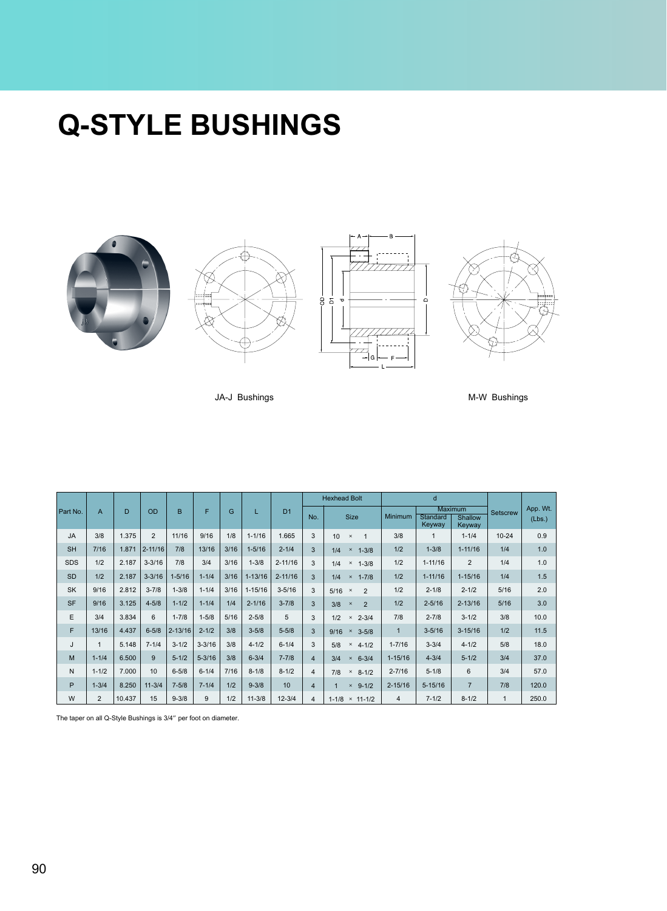# Q-STYLE BUSHINGS

JA-J Bushings

M-W Bushings

| Part No. | A | D | OD | B | F | G | L | D1 | Hexhead Bolt | | d | | | Setscrew | App. Wt. (Lbs.) |
|---|---|---|---|---|---|---|---|---|---|---|---|---|---|---|---|
| | | | | | | | | | No. | Size | Minimum | Maximum Standard Keyway | Maximum Shallow Keyway | | |
| JA | 3/8 | 1.375 | 2 | 11/16 | 9/16 | 1/8 | 1-1/16 | 1.665 | 3 | 10 × 1 | 3/8 | 1 | 1-1/4 | 10-24 | 0.9 |
| SH | 7/16 | 1.871 | 2-11/16 | 7/8 | 13/16 | 3/16 | 1-5/16 | 2-1/4 | 3 | 1/4 × 1-3/8 | 1/2 | 1-3/8 | 1-11/16 | 1/4 | 1.0 |
| SDS | 1/2 | 2.187 | 3-3/16 | 7/8 | 3/4 | 3/16 | 1-3/8 | 2-11/16 | 3 | 1/4 × 1-3/8 | 1/2 | 1-11/16 | 2 | 1/4 | 1.0 |
| SD | 1/2 | 2.187 | 3-3/16 | 1-5/16 | 1-1/4 | 3/16 | 1-13/16 | 2-11/16 | 3 | 1/4 × 1-7/8 | 1/2 | 1-11/16 | 1-15/16 | 1/4 | 1.5 |
| SK | 9/16 | 2.812 | 3-7/8 | 1-3/8 | 1-1/4 | 3/16 | 1-15/16 | 3-5/16 | 3 | 5/16 × 2 | 1/2 | 2-1/8 | 2-1/2 | 5/16 | 2.0 |
| SF | 9/16 | 3.125 | 4-5/8 | 1-1/2 | 1-1/4 | 1/4 | 2-1/16 | 3-7/8 | 3 | 3/8 × 2 | 1/2 | 2-5/16 | 2-13/16 | 5/16 | 3.0 |
| E | 3/4 | 3.834 | 6 | 1-7/8 | 1-5/8 | 5/16 | 2-5/8 | 5 | 3 | 1/2 × 2-3/4 | 7/8 | 2-7/8 | 3-1/2 | 3/8 | 10.0 |
| F | 13/16 | 4.437 | 6-5/8 | 2-13/16 | 2-1/2 | 3/8 | 3-5/8 | 5-5/8 | 3 | 9/16 × 3-5/8 | 1 | 3-5/16 | 3-15/16 | 1/2 | 11.5 |
| J | 1 | 5.148 | 7-1/4 | 3-1/2 | 3-3/16 | 3/8 | 4-1/2 | 6-1/4 | 3 | 5/8 × 4-1/2 | 1-7/16 | 3-3/4 | 4-1/2 | 5/8 | 18.0 |
| M | 1-1/4 | 6.500 | 9 | 5-1/2 | 5-3/16 | 3/8 | 6-3/4 | 7-7/8 | 4 | 3/4 × 6-3/4 | 1-15/16 | 4-3/4 | 5-1/2 | 3/4 | 37.0 |
| N | 1-1/2 | 7.000 | 10 | 6-5/8 | 6-1/4 | 7/16 | 8-1/8 | 8-1/2 | 4 | 7/8 × 8-1/2 | 2-7/16 | 5-1/8 | 6 | 3/4 | 57.0 |
| P | 1-3/4 | 8.250 | 11-3/4 | 7-5/8 | 7-1/4 | 1/2 | 9-3/8 | 10 | 4 | 1 × 9-1/2 | 2-15/16 | 5-15/16 | 7 | 7/8 | 120.0 |
| W | 2 | 10.437 | 15 | 9-3/8 | 9 | 1/2 | 11-3/8 | 12-3/4 | 4 | 1-1/8 × 11-1/2 | 4 | 7-1/2 | 8-1/2 | 1 | 250.0 |

The taper on all Q-Style Bushings is 3/4" per foot on diameter.